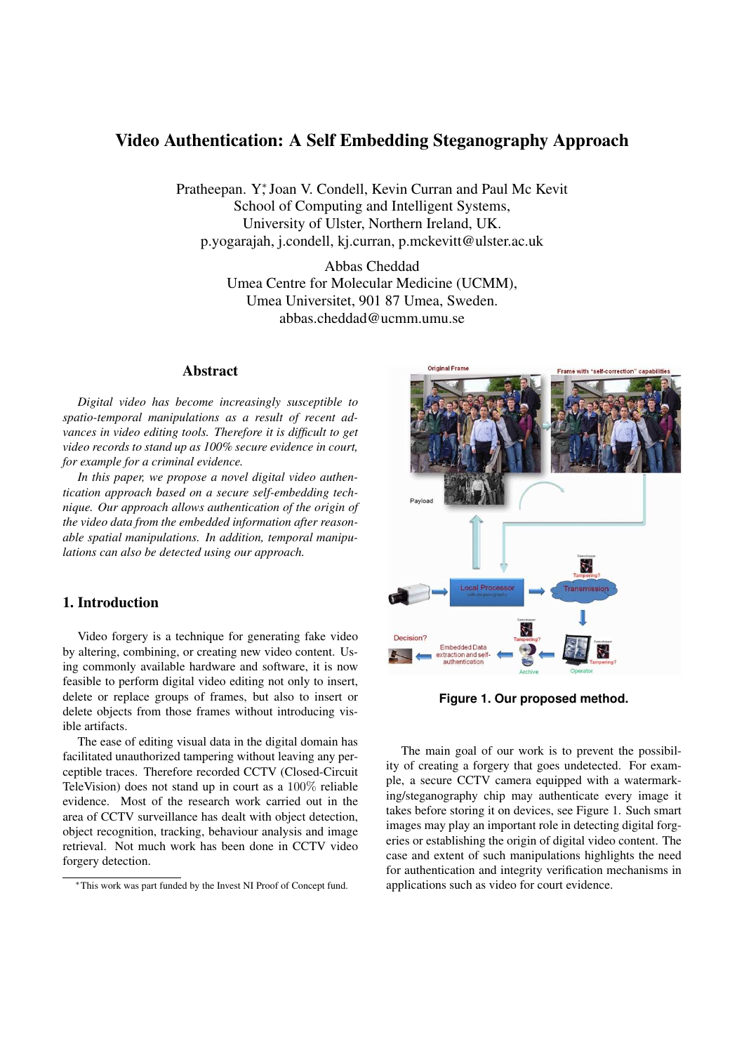# Video Authentication: A Self Embedding Steganography Approach

Pratheepan. Y[*], Joan V. Condell, Kevin Curran and Paul Mc Kevit
School of Computing and Intelligent Systems,
University of Ulster, Northern Ireland, UK.
p.yogarajah, j.condell, kj.curran, p.mckevitt@ulster.ac.uk

Abbas Cheddad
Umea Centre for Molecular Medicine (UCMM),
Umea Universitet, 901 87 Umea, Sweden.
abbas.cheddad@ucmm.umu.se

## Abstract

*Digital video has become increasingly susceptible to spatio-temporal manipulations as a result of recent advances in video editing tools. Therefore it is difficult to get video records to stand up as 100% secure evidence in court, for example for a criminal evidence.*

*In this paper, we propose a novel digital video authentication approach based on a secure self-embedding technique. Our approach allows authentication of the origin of the video data from the embedded information after reasonable spatial manipulations. In addition, temporal manipulations can also be detected using our approach.*

## 1. Introduction

Video forgery is a technique for generating fake video by altering, combining, or creating new video content. Using commonly available hardware and software, it is now feasible to perform digital video editing not only to insert, delete or replace groups of frames, but also to insert or delete objects from those frames without introducing visible artifacts.

The ease of editing visual data in the digital domain has facilitated unauthorized tampering without leaving any perceptible traces. Therefore recorded CCTV (Closed-Circuit TeleVision) does not stand up in court as a 100% reliable evidence. Most of the research work carried out in the area of CCTV surveillance has dealt with object detection, object recognition, tracking, behaviour analysis and image retrieval. Not much work has been done in CCTV video forgery detection.

[*]This work was part funded by the Invest NI Proof of Concept fund.

Original Frame

Frame with "self-correction" capabilities

Payload

Local Processor with steganography

Transmission

Tampering?

Decision?

Embedded Data extraction and self-authentication

Archive

Operator

**Figure 1. Our proposed method.**

The main goal of our work is to prevent the possibility of creating a forgery that goes undetected. For example, a secure CCTV camera equipped with a watermarking/steganography chip may authenticate every image it takes before storing it on devices, see Figure 1. Such smart images may play an important role in detecting digital forgeries or establishing the origin of digital video content. The case and extent of such manipulations highlights the need for authentication and integrity verification mechanisms in applications such as video for court evidence.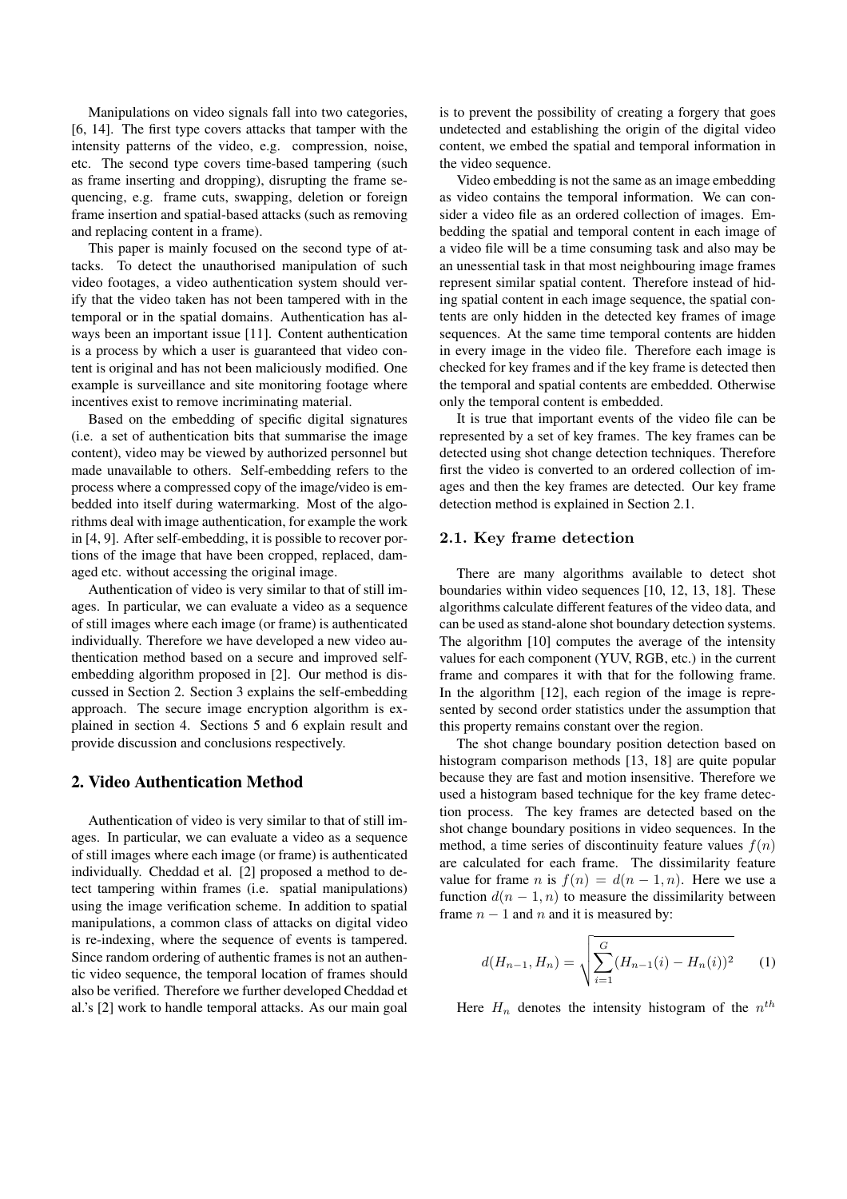Manipulations on video signals fall into two categories, [6, 14]. The first type covers attacks that tamper with the intensity patterns of the video, e.g. compression, noise, etc. The second type covers time-based tampering (such as frame inserting and dropping), disrupting the frame sequencing, e.g. frame cuts, swapping, deletion or foreign frame insertion and spatial-based attacks (such as removing and replacing content in a frame).

This paper is mainly focused on the second type of attacks. To detect the unauthorised manipulation of such video footages, a video authentication system should verify that the video taken has not been tampered with in the temporal or in the spatial domains. Authentication has always been an important issue [11]. Content authentication is a process by which a user is guaranteed that video content is original and has not been maliciously modified. One example is surveillance and site monitoring footage where incentives exist to remove incriminating material.

Based on the embedding of specific digital signatures (i.e. a set of authentication bits that summarise the image content), video may be viewed by authorized personnel but made unavailable to others. Self-embedding refers to the process where a compressed copy of the image/video is embedded into itself during watermarking. Most of the algorithms deal with image authentication, for example the work in [4, 9]. After self-embedding, it is possible to recover portions of the image that have been cropped, replaced, damaged etc. without accessing the original image.

Authentication of video is very similar to that of still images. In particular, we can evaluate a video as a sequence of still images where each image (or frame) is authenticated individually. Therefore we have developed a new video authentication method based on a secure and improved self-embedding algorithm proposed in [2]. Our method is discussed in Section 2. Section 3 explains the self-embedding approach. The secure image encryption algorithm is explained in section 4. Sections 5 and 6 explain result and provide discussion and conclusions respectively.

## 2. Video Authentication Method

Authentication of video is very similar to that of still images. In particular, we can evaluate a video as a sequence of still images where each image (or frame) is authenticated individually. Cheddad et al. [2] proposed a method to detect tampering within frames (i.e. spatial manipulations) using the image verification scheme. In addition to spatial manipulations, a common class of attacks on digital video is re-indexing, where the sequence of events is tampered. Since random ordering of authentic frames is not an authentic video sequence, the temporal location of frames should also be verified. Therefore we further developed Cheddad et al.'s [2] work to handle temporal attacks. As our main goal is to prevent the possibility of creating a forgery that goes undetected and establishing the origin of the digital video content, we embed the spatial and temporal information in the video sequence.

Video embedding is not the same as an image embedding as video contains the temporal information. We can consider a video file as an ordered collection of images. Embedding the spatial and temporal content in each image of a video file will be a time consuming task and also may be an unessential task in that most neighbouring image frames represent similar spatial content. Therefore instead of hiding spatial content in each image sequence, the spatial contents are only hidden in the detected key frames of image sequences. At the same time temporal contents are hidden in every image in the video file. Therefore each image is checked for key frames and if the key frame is detected then the temporal and spatial contents are embedded. Otherwise only the temporal content is embedded.

It is true that important events of the video file can be represented by a set of key frames. The key frames can be detected using shot change detection techniques. Therefore first the video is converted to an ordered collection of images and then the key frames are detected. Our key frame detection method is explained in Section 2.1.

### 2.1. Key frame detection

There are many algorithms available to detect shot boundaries within video sequences [10, 12, 13, 18]. These algorithms calculate different features of the video data, and can be used as stand-alone shot boundary detection systems. The algorithm [10] computes the average of the intensity values for each component (YUV, RGB, etc.) in the current frame and compares it with that for the following frame. In the algorithm [12], each region of the image is represented by second order statistics under the assumption that this property remains constant over the region.

The shot change boundary position detection based on histogram comparison methods [13, 18] are quite popular because they are fast and motion insensitive. Therefore we used a histogram based technique for the key frame detection process. The key frames are detected based on the shot change boundary positions in video sequences. In the method, a time series of discontinuity feature values $f(n)$ are calculated for each frame. The dissimilarity feature value for frame $n$ is $f(n) = d(n-1, n)$. Here we use a function $d(n-1, n)$ to measure the dissimilarity between frame $n-1$ and $n$ and it is measured by:

$$d(H_{n-1}, H_n) = \sqrt{\sum_{i=1}^{G} (H_{n-1}(i) - H_n(i))^2} \qquad (1)$$

Here $H_n$ denotes the intensity histogram of the $n^{th}$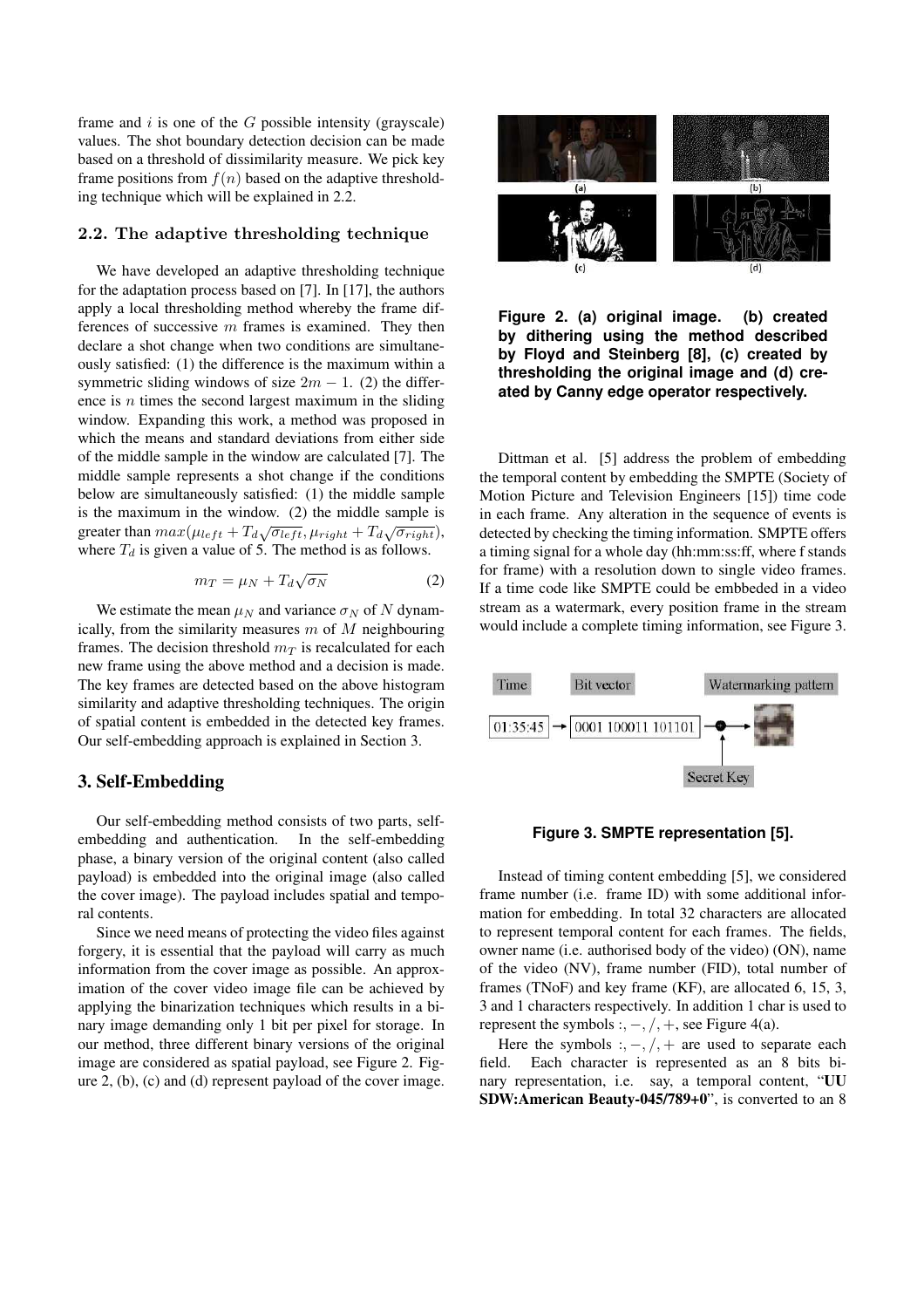frame and $i$ is one of the $G$ possible intensity (grayscale) values. The shot boundary detection decision can be made based on a threshold of dissimilarity measure. We pick key frame positions from $f(n)$ based on the adaptive thresholding technique which will be explained in 2.2.

### 2.2. The adaptive thresholding technique

We have developed an adaptive thresholding technique for the adaptation process based on [7]. In [17], the authors apply a local thresholding method whereby the frame differences of successive $m$ frames is examined. They then declare a shot change when two conditions are simultaneously satisfied: (1) the difference is the maximum within a symmetric sliding windows of size $2m - 1$. (2) the difference is $n$ times the second largest maximum in the sliding window. Expanding this work, a method was proposed in which the means and standard deviations from either side of the middle sample in the window are calculated [7]. The middle sample represents a shot change if the conditions below are simultaneously satisfied: (1) the middle sample is the maximum in the window. (2) the middle sample is greater than $max(\mu_{left} + T_d\sqrt{\sigma_{left}}, \mu_{right} + T_d\sqrt{\sigma_{right}})$, where $T_d$ is given a value of 5. The method is as follows.

$$m_T = \mu_N + T_d\sqrt{\sigma_N} \tag{2}$$

We estimate the mean $\mu_N$ and variance $\sigma_N$ of $N$ dynamically, from the similarity measures $m$ of $M$ neighbouring frames. The decision threshold $m_T$ is recalculated for each new frame using the above method and a decision is made. The key frames are detected based on the above histogram similarity and adaptive thresholding techniques. The origin of spatial content is embedded in the detected key frames. Our self-embedding approach is explained in Section 3.

## 3. Self-Embedding

Our self-embedding method consists of two parts, self-embedding and authentication. In the self-embedding phase, a binary version of the original content (also called payload) is embedded into the original image (also called the cover image). The payload includes spatial and temporal contents.

Since we need means of protecting the video files against forgery, it is essential that the payload will carry as much information from the cover image as possible. An approximation of the cover video image file can be achieved by applying the binarization techniques which results in a binary image demanding only 1 bit per pixel for storage. In our method, three different binary versions of the original image are considered as spatial payload, see Figure 2. Figure 2, (b), (c) and (d) represent payload of the cover image.

(a) (b) (c) (d)

**Figure 2. (a) original image. (b) created by dithering using the method described by Floyd and Steinberg [8], (c) created by thresholding the original image and (d) created by Canny edge operator respectively.**

Dittman et al. [5] address the problem of embedding the temporal content by embedding the SMPTE (Society of Motion Picture and Television Engineers [15]) time code in each frame. Any alteration in the sequence of events is detected by checking the timing information. SMPTE offers a timing signal for a whole day (hh:mm:ss:ff, where f stands for frame) with a resolution down to single video frames. If a time code like SMPTE could be embbeded in a video stream as a watermark, every position frame in the stream would include a complete timing information, see Figure 3.

Time
Bit vector
Watermarking pattern
01:35:45
0001 100011 101101
Secret Key

**Figure 3. SMPTE representation [5].**

Instead of timing content embedding [5], we considered frame number (i.e. frame ID) with some additional information for embedding. In total 32 characters are allocated to represent temporal content for each frames. The fields, owner name (i.e. authorised body of the video) (ON), name of the video (NV), frame number (FID), total number of frames (TNoF) and key frame (KF), are allocated 6, 15, 3, 3 and 1 characters respectively. In addition 1 char is used to represent the symbols $:, -, /, +$, see Figure 4(a).

Here the symbols $:, -, /, +$ are used to separate each field. Each character is represented as an 8 bits binary representation, i.e. say, a temporal content, "**UU SDW:American Beauty-045/789+0**", is converted to an 8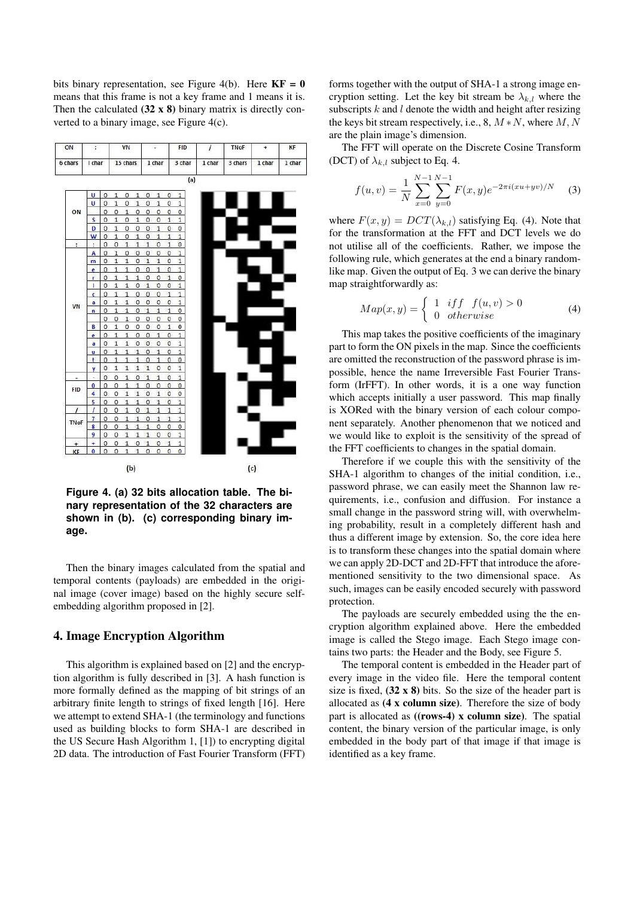bits binary representation, see Figure 4(b). Here **KF = 0** means that this frame is not a key frame and 1 means it is. Then the calculated **(32 x 8)** binary matrix is directly converted to a binary image, see Figure 4(c).

| ON | : | VN | - | FID | / | TNoF | + | KF |
|---|---|---|---|---|---|---|---|---|
| 6 chars | 1 char | 15 chars | 1 char | 3 char | 1 char | 3 chars | 1 char | 1 char |

(a)

(b) (c)

**Figure 4. (a) 32 bits allocation table. The binary representation of the 32 characters are shown in (b). (c) corresponding binary image.**

Then the binary images calculated from the spatial and temporal contents (payloads) are embedded in the original image (cover image) based on the highly secure self-embedding algorithm proposed in [2].

## 4. Image Encryption Algorithm

This algorithm is explained based on [2] and the encryption algorithm is fully described in [3]. A hash function is more formally defined as the mapping of bit strings of an arbitrary finite length to strings of fixed length [16]. Here we attempt to extend SHA-1 (the terminology and functions used as building blocks to form SHA-1 are described in the US Secure Hash Algorithm 1, [1]) to encrypting digital 2D data. The introduction of Fast Fourier Transform (FFT) forms together with the output of SHA-1 a strong image encryption setting. Let the key bit stream be $\lambda_{k,l}$ where the subscripts $k$ and $l$ denote the width and height after resizing the keys bit stream respectively, i.e., 8, $M * N$, where $M, N$ are the plain image's dimension.

The FFT will operate on the Discrete Cosine Transform (DCT) of $\lambda_{k,l}$ subject to Eq. 4.

$$f(u,v) = \frac{1}{N} \sum_{x=0}^{N-1} \sum_{y=0}^{N-1} F(x,y) e^{-2\pi i (xu+yv)/N} \quad (3)$$

where $F(x,y) = DCT(\lambda_{k,l})$ satisfying Eq. (4). Note that for the transformation at the FFT and DCT levels we do not utilise all of the coefficients. Rather, we impose the following rule, which generates at the end a binary random-like map. Given the output of Eq. 3 we can derive the binary map straightforwardly as:

$$Map(x,y) = \begin{cases} 1 & iff \;\; f(u,v) > 0 \\ 0 & otherwise \end{cases} \quad (4)$$

This map takes the positive coefficients of the imaginary part to form the ON pixels in the map. Since the coefficients are omitted the reconstruction of the password phrase is impossible, hence the name Irreversible Fast Fourier Transform (IrFFT). In other words, it is a one way function which accepts initially a user password. This map finally is XORed with the binary version of each colour component separately. Another phenomenon that we noticed and we would like to exploit is the sensitivity of the spread of the FFT coefficients to changes in the spatial domain.

Therefore if we couple this with the sensitivity of the SHA-1 algorithm to changes of the initial condition, i.e., password phrase, we can easily meet the Shannon law requirements, i.e., confusion and diffusion. For instance a small change in the password string will, with overwhelming probability, result in a completely different hash and thus a different image by extension. So, the core idea here is to transform these changes into the spatial domain where we can apply 2D-DCT and 2D-FFT that introduce the aforementioned sensitivity to the two dimensional space. As such, images can be easily encoded securely with password protection.

The payloads are securely embedded using the the encryption algorithm explained above. Here the embedded image is called the Stego image. Each Stego image contains two parts: the Header and the Body, see Figure 5.

The temporal content is embedded in the Header part of every image in the video file. Here the temporal content size is fixed, **(32 x 8)** bits. So the size of the header part is allocated as **(4 x column size)**. Therefore the size of body part is allocated as **((rows-4) x column size)**. The spatial content, the binary version of the particular image, is only embedded in the body part of that image if that image is identified as a key frame.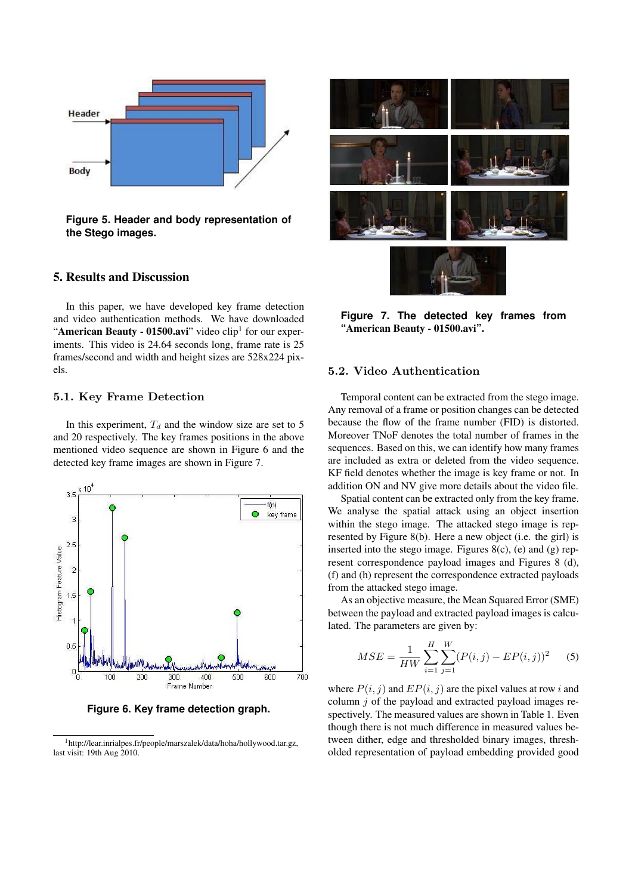Header

Body

**Figure 5. Header and body representation of the Stego images.**

## 5. Results and Discussion

In this paper, we have developed key frame detection and video authentication methods. We have downloaded "**American Beauty - 01500.avi**" video clip[1] for our experiments. This video is 24.64 seconds long, frame rate is 25 frames/second and width and height sizes are 528x224 pixels.

### 5.1. Key Frame Detection

In this experiment, $T_d$ and the window size are set to 5 and 20 respectively. The key frames positions in the above mentioned video sequence are shown in Figure 6 and the detected key frame images are shown in Figure 7.

x 10^4
3.5
3
2.5
2
1.5
1
0.5
0
Histogram Feature Value
0 100 200 300 400 500 600 700
Frame Number
f(n)
key frame

**Figure 6. Key frame detection graph.**

[1]http://lear.inrialpes.fr/people/marszalek/data/hoha/hollywood.tar.gz, last visit: 19th Aug 2010.

**Figure 7. The detected key frames from "American Beauty - 01500.avi".**

### 5.2. Video Authentication

Temporal content can be extracted from the stego image. Any removal of a frame or position changes can be detected because the flow of the frame number (FID) is distorted. Moreover TNoF denotes the total number of frames in the sequences. Based on this, we can identify how many frames are included as extra or deleted from the video sequence. KF field denotes whether the image is key frame or not. In addition ON and NV give more details about the video file.

Spatial content can be extracted only from the key frame. We analyse the spatial attack using an object insertion within the stego image. The attacked stego image is represented by Figure 8(b). Here a new object (i.e. the girl) is inserted into the stego image. Figures 8(c), (e) and (g) represent correspondence payload images and Figures 8 (d), (f) and (h) represent the correspondence extracted payloads from the attacked stego image.

As an objective measure, the Mean Squared Error (SME) between the payload and extracted payload images is calculated. The parameters are given by:

$$MSE = \frac{1}{HW}\sum_{i=1}^{H}\sum_{j=1}^{W}(P(i,j) - EP(i,j))^2 \quad (5)$$

where $P(i,j)$ and $EP(i,j)$ are the pixel values at row $i$ and column $j$ of the payload and extracted payload images respectively. The measured values are shown in Table 1. Even though there is not much difference in measured values between dither, edge and thresholded binary images, thresholded representation of payload embedding provided good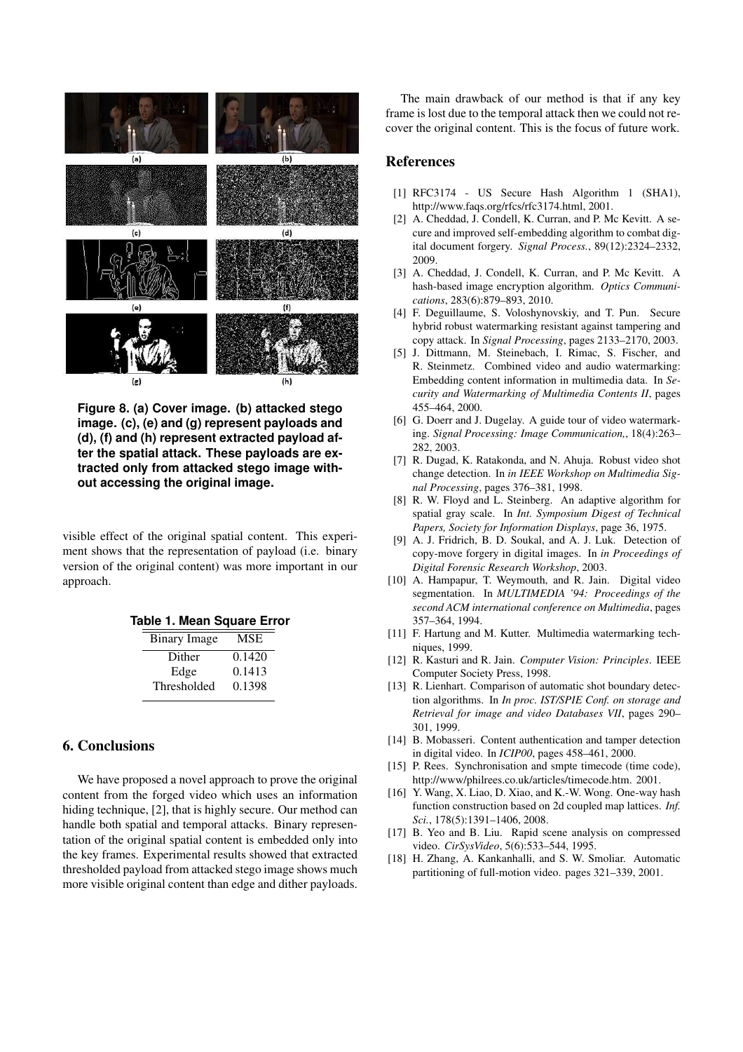Figure 8. (a) Cover image. (b) attacked stego image. (c), (e) and (g) represent payloads and (d), (f) and (h) represent extracted payload after the spatial attack. These payloads are extracted only from attacked stego image without accessing the original image.

visible effect of the original spatial content. This experiment shows that the representation of payload (i.e. binary version of the original content) was more important in our approach.

**Table 1. Mean Square Error**

| Binary Image | MSE |
|---|---|
| Dither | 0.1420 |
| Edge | 0.1413 |
| Thresholded | 0.1398 |

## 6. Conclusions

We have proposed a novel approach to prove the original content from the forged video which uses an information hiding technique, [2], that is highly secure. Our method can handle both spatial and temporal attacks. Binary representation of the original spatial content is embedded only into the key frames. Experimental results showed that extracted thresholded payload from attacked stego image shows much more visible original content than edge and dither payloads.

The main drawback of our method is that if any key frame is lost due to the temporal attack then we could not recover the original content. This is the focus of future work.

## References

[1] RFC3174 - US Secure Hash Algorithm 1 (SHA1), http://www.faqs.org/rfcs/rfc3174.html, 2001.

[2] A. Cheddad, J. Condell, K. Curran, and P. Mc Kevitt. A secure and improved self-embedding algorithm to combat digital document forgery. *Signal Process.*, 89(12):2324–2332, 2009.

[3] A. Cheddad, J. Condell, K. Curran, and P. Mc Kevitt. A hash-based image encryption algorithm. *Optics Communications*, 283(6):879–893, 2010.

[4] F. Deguillaume, S. Voloshynovskiy, and T. Pun. Secure hybrid robust watermarking resistant against tampering and copy attack. In *Signal Processing*, pages 2133–2170, 2003.

[5] J. Dittmann, M. Steinebach, I. Rimac, S. Fischer, and R. Steinmetz. Combined video and audio watermarking: Embedding content information in multimedia data. In *Security and Watermarking of Multimedia Contents II*, pages 455–464, 2000.

[6] G. Doerr and J. Dugelay. A guide tour of video watermarking. *Signal Processing: Image Communication,*, 18(4):263–282, 2003.

[7] R. Dugad, K. Ratakonda, and N. Ahuja. Robust video shot change detection. In *in IEEE Workshop on Multimedia Signal Processing*, pages 376–381, 1998.

[8] R. W. Floyd and L. Steinberg. An adaptive algorithm for spatial gray scale. In *Int. Symposium Digest of Technical Papers, Society for Information Displays*, page 36, 1975.

[9] A. J. Fridrich, B. D. Soukal, and A. J. Luk. Detection of copy-move forgery in digital images. In *in Proceedings of Digital Forensic Research Workshop*, 2003.

[10] A. Hampapur, T. Weymouth, and R. Jain. Digital video segmentation. In *MULTIMEDIA '94: Proceedings of the second ACM international conference on Multimedia*, pages 357–364, 1994.

[11] F. Hartung and M. Kutter. Multimedia watermarking techniques, 1999.

[12] R. Kasturi and R. Jain. *Computer Vision: Principles*. IEEE Computer Society Press, 1998.

[13] R. Lienhart. Comparison of automatic shot boundary detection algorithms. In *In proc. IST/SPIE Conf. on storage and Retrieval for image and video Databases VII*, pages 290–301, 1999.

[14] B. Mobasseri. Content authentication and tamper detection in digital video. In *ICIP00*, pages 458–461, 2000.

[15] P. Rees. Synchronisation and smpte timecode (time code), http://www/philrees.co.uk/articles/timecode.htm. 2001.

[16] Y. Wang, X. Liao, D. Xiao, and K.-W. Wong. One-way hash function construction based on 2d coupled map lattices. *Inf. Sci.*, 178(5):1391–1406, 2008.

[17] B. Yeo and B. Liu. Rapid scene analysis on compressed video. *CirSysVideo*, 5(6):533–544, 1995.

[18] H. Zhang, A. Kankanhalli, and S. W. Smoliar. Automatic partitioning of full-motion video. pages 321–339, 2001.